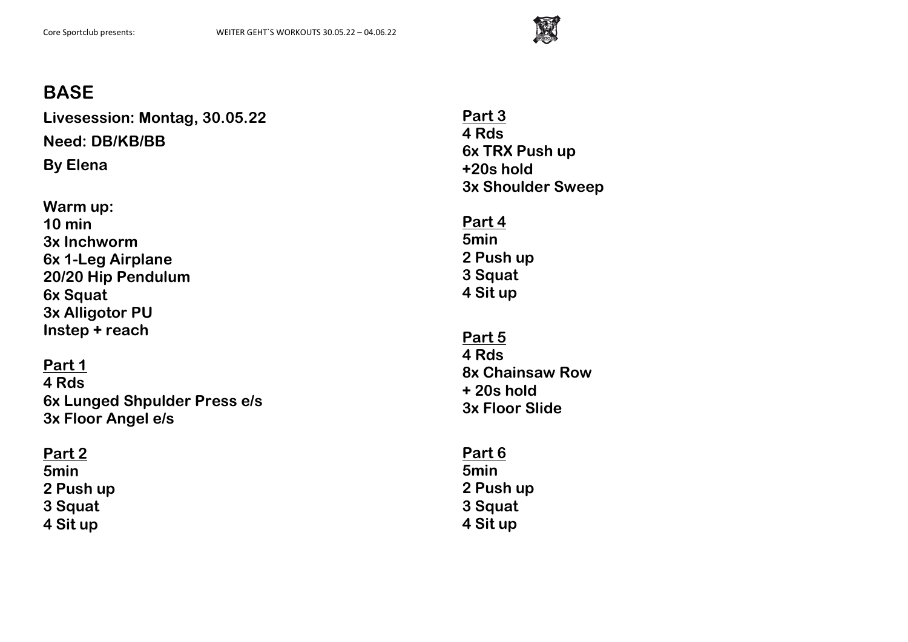## BASE

**Livesession: Montag, 30.05.22**

**Need: DB/KB/BB**

**By Elena**

**Warm up:**
**10 min**
**3x Inchworm**
**6x 1-Leg Airplane**
**20/20 Hip Pendulum**
**6x Squat**
**3x Alligotor PU**
**Instep + reach**

**Part 1**
**4 Rds**
**6x Lunged Shpulder Press e/s**
**3x Floor Angel e/s**

**Part 2**
**5min**
**2 Push up**
**3 Squat**
**4 Sit up**

**Part 3**
**4 Rds**
**6x TRX Push up**
**+20s hold**
**3x Shoulder Sweep**

**Part 4**
**5min**
**2 Push up**
**3 Squat**
**4 Sit up**

**Part 5**
**4 Rds**
**8x Chainsaw Row**
**+ 20s hold**
**3x Floor Slide**

**Part 6**
**5min**
**2 Push up**
**3 Squat**
**4 Sit up**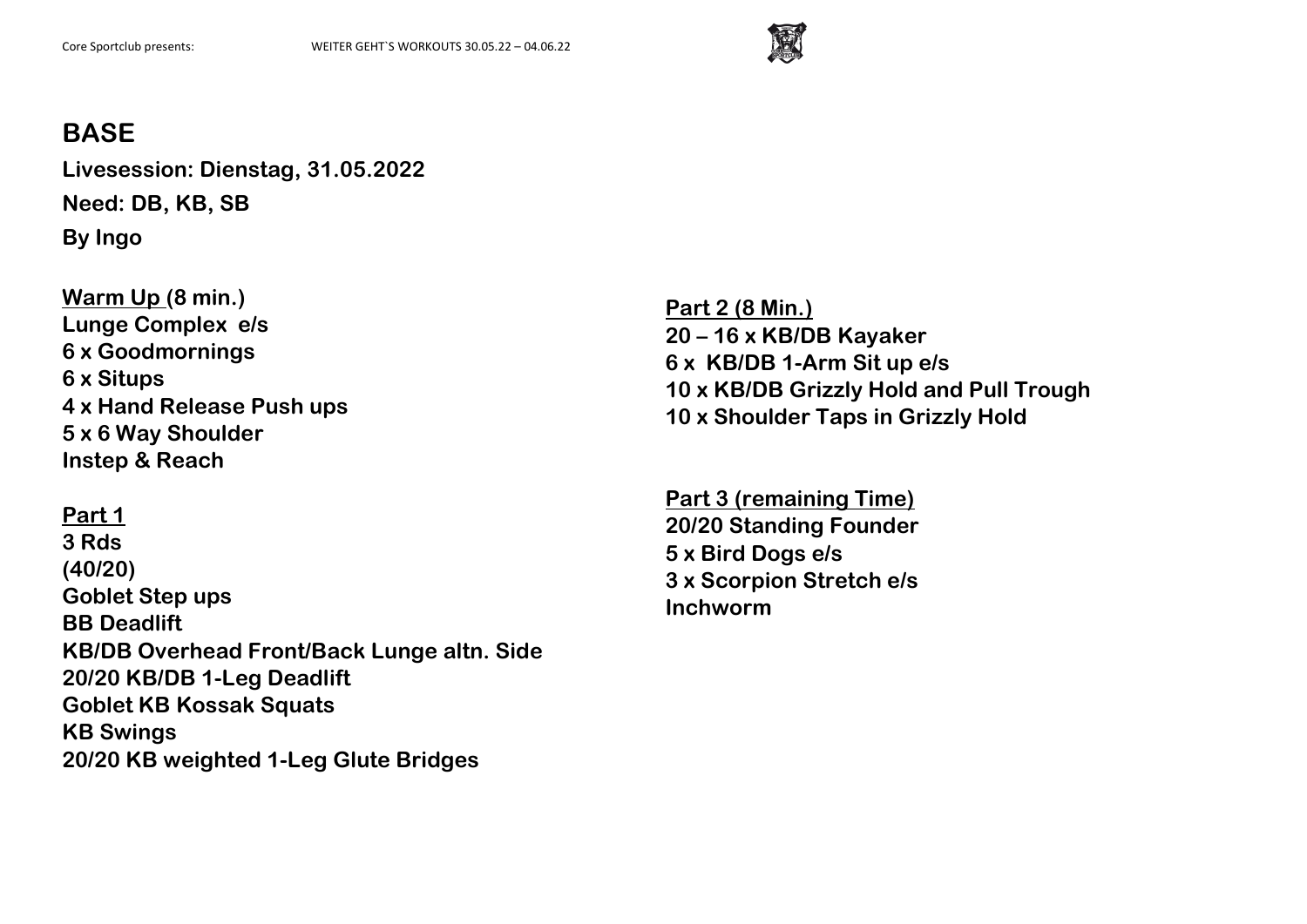# BASE

**Livesession: Dienstag, 31.05.2022**

**Need: DB, KB, SB**

**By Ingo**

**Warm Up (8 min.)**
**Lunge Complex e/s**
**6 x Goodmornings**
**6 x Situps**
**4 x Hand Release Push ups**
**5 x 6 Way Shoulder**
**Instep & Reach**

**Part 1**
**3 Rds**
**(40/20)**
**Goblet Step ups**
**BB Deadlift**
**KB/DB Overhead Front/Back Lunge altn. Side**
**20/20 KB/DB 1-Leg Deadlift**
**Goblet KB Kossak Squats**
**KB Swings**
**20/20 KB weighted 1-Leg Glute Bridges**

**Part 2 (8 Min.)**
**20 – 16 x KB/DB Kayaker**
**6 x KB/DB 1-Arm Sit up e/s**
**10 x KB/DB Grizzly Hold and Pull Trough**
**10 x Shoulder Taps in Grizzly Hold**

**Part 3 (remaining Time)**
**20/20 Standing Founder**
**5 x Bird Dogs e/s**
**3 x Scorpion Stretch e/s**
**Inchworm**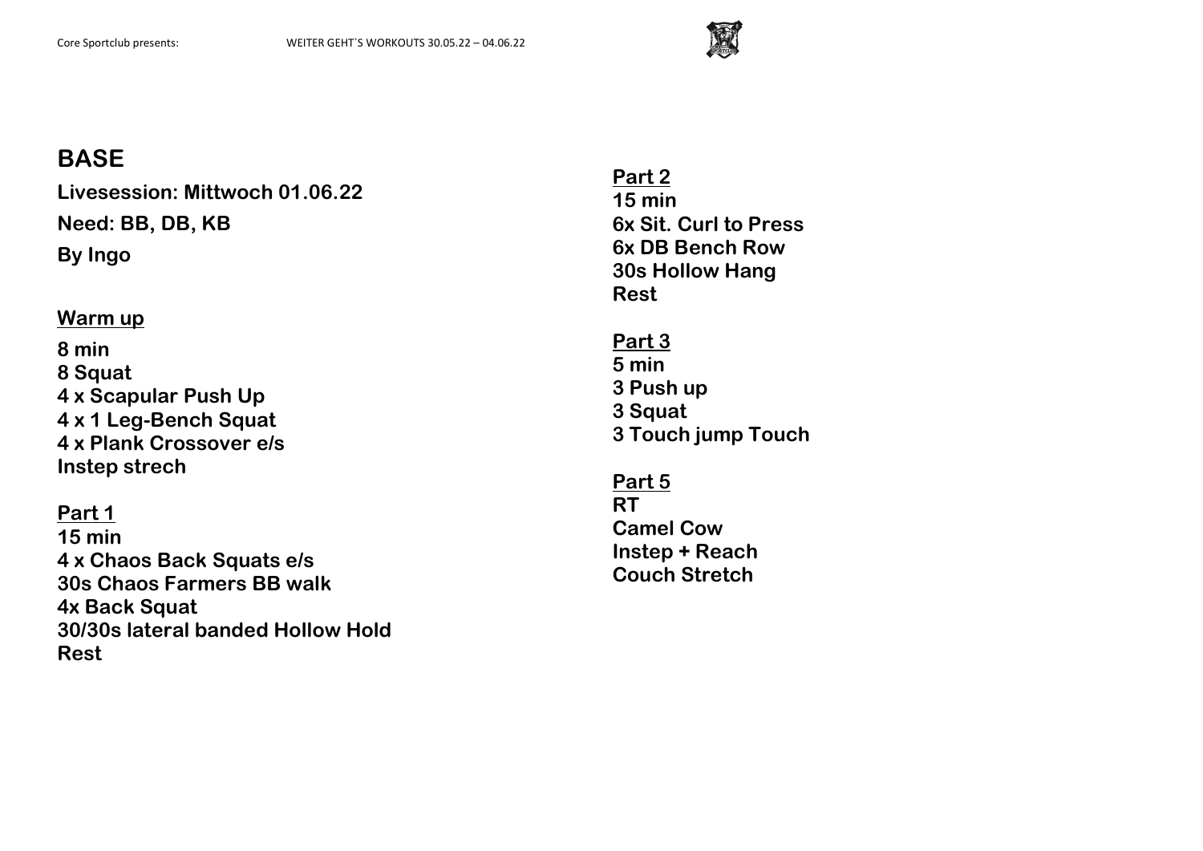# BASE

**Livesession: Mittwoch 01.06.22**

**Need: BB, DB, KB**

**By Ingo**

**Warm up**

**8 min**
**8 Squat**
**4 x Scapular Push Up**
**4 x 1 Leg-Bench Squat**
**4 x Plank Crossover e/s**
**Instep strech**

**Part 1**

**15 min**
**4 x Chaos Back Squats e/s**
**30s Chaos Farmers BB walk**
**4x Back Squat**
**30/30s lateral banded Hollow Hold**
**Rest**

**Part 2**

**15 min**
**6x Sit. Curl to Press**
**6x DB Bench Row**
**30s Hollow Hang**
**Rest**

**Part 3**

**5 min**
**3 Push up**
**3 Squat**
**3 Touch jump Touch**

**Part 5**

**RT**
**Camel Cow**
**Instep + Reach**
**Couch Stretch**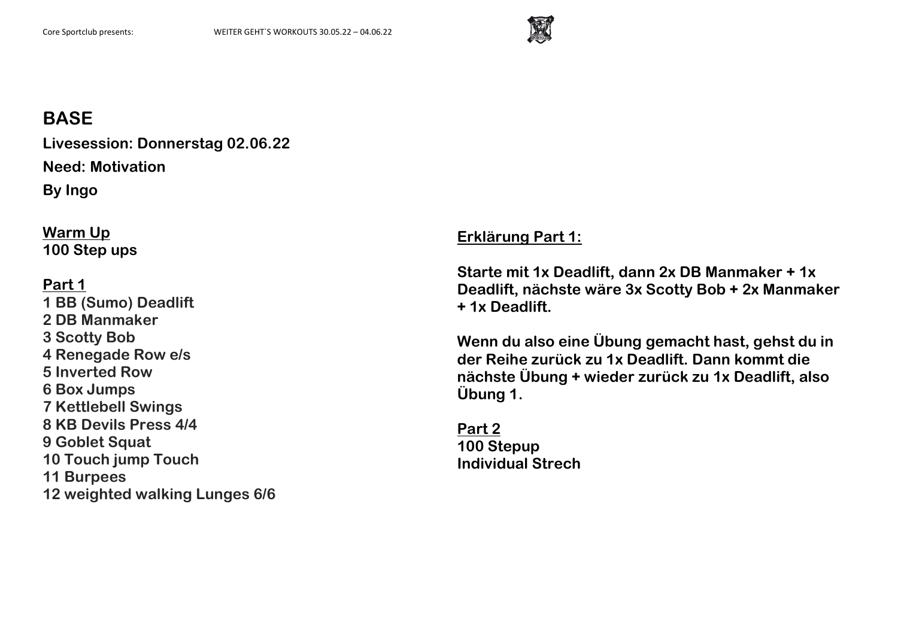# BASE

**Livesession: Donnerstag 02.06.22**

**Need: Motivation**

**By Ingo**

**Warm Up**
**100 Step ups**

**Part 1**
**1 BB (Sumo) Deadlift**
**2 DB Manmaker**
**3 Scotty Bob**
**4 Renegade Row e/s**
**5 Inverted Row**
**6 Box Jumps**
**7 Kettlebell Swings**
**8 KB Devils Press 4/4**
**9 Goblet Squat**
**10 Touch jump Touch**
**11 Burpees**
**12 weighted walking Lunges 6/6**

**Erklärung Part 1:**

**Starte mit 1x Deadlift, dann 2x DB Manmaker + 1x Deadlift, nächste wäre 3x Scotty Bob + 2x Manmaker + 1x Deadlift.**

**Wenn du also eine Übung gemacht hast, gehst du in der Reihe zurück zu 1x Deadlift. Dann kommt die nächste Übung + wieder zurück zu 1x Deadlift, also Übung 1.**

**Part 2**
**100 Stepup**
**Individual Strech**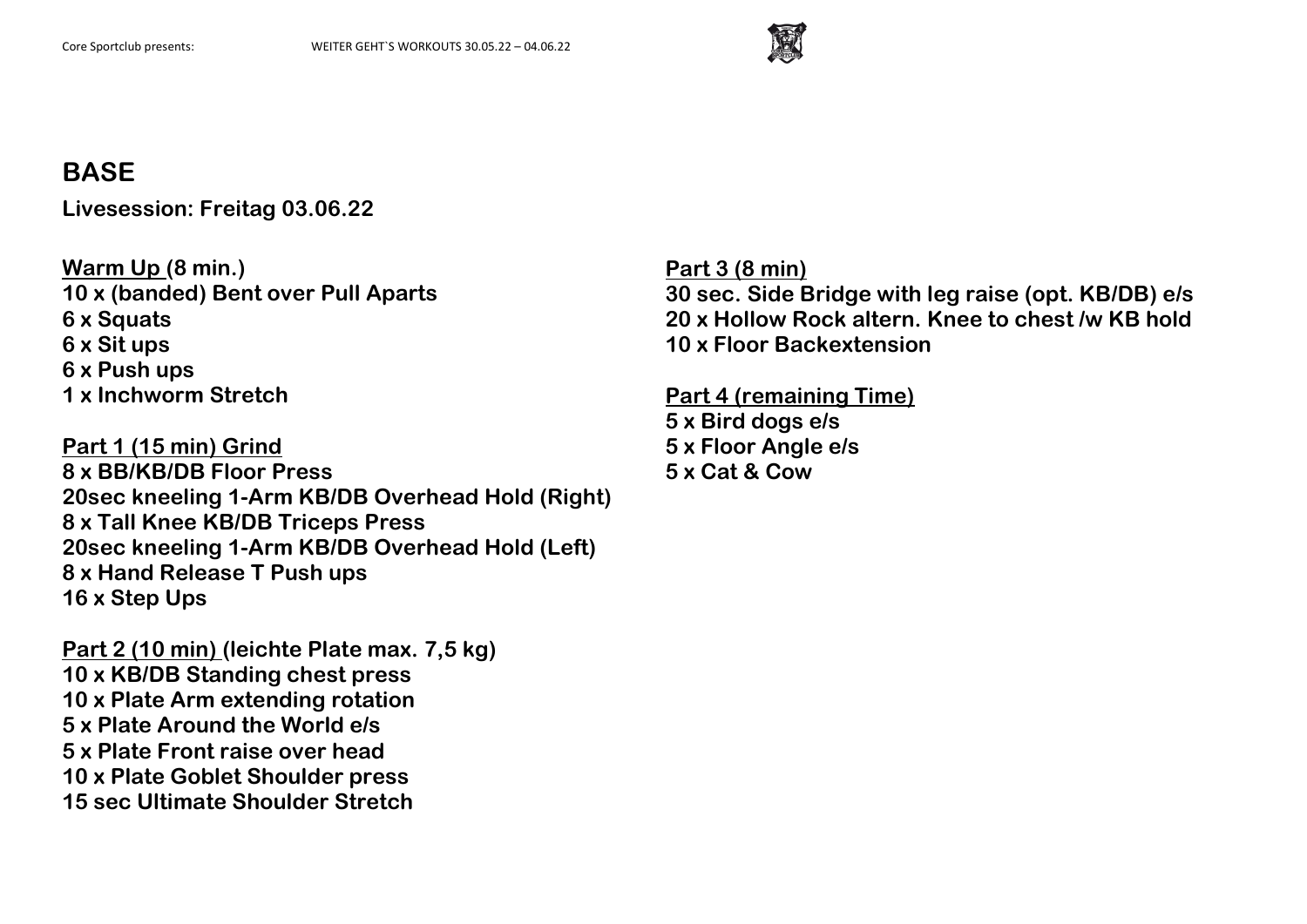## BASE

**Livesession: Freitag 03.06.22**

**Warm Up (8 min.)**
**10 x (banded) Bent over Pull Aparts**
**6 x Squats**
**6 x Sit ups**
**6 x Push ups**
**1 x Inchworm Stretch**

**Part 1 (15 min) Grind**
**8 x BB/KB/DB Floor Press**
**20sec kneeling 1-Arm KB/DB Overhead Hold (Right)**
**8 x Tall Knee KB/DB Triceps Press**
**20sec kneeling 1-Arm KB/DB Overhead Hold (Left)**
**8 x Hand Release T Push ups**
**16 x Step Ups**

**Part 2 (10 min) (leichte Plate max. 7,5 kg)**
**10 x KB/DB Standing chest press**
**10 x Plate Arm extending rotation**
**5 x Plate Around the World e/s**
**5 x Plate Front raise over head**
**10 x Plate Goblet Shoulder press**
**15 sec Ultimate Shoulder Stretch**

**Part 3 (8 min)**
**30 sec. Side Bridge with leg raise (opt. KB/DB) e/s**
**20 x Hollow Rock altern. Knee to chest /w KB hold**
**10 x Floor Backextension**

**Part 4 (remaining Time)**
**5 x Bird dogs e/s**
**5 x Floor Angle e/s**
**5 x Cat & Cow**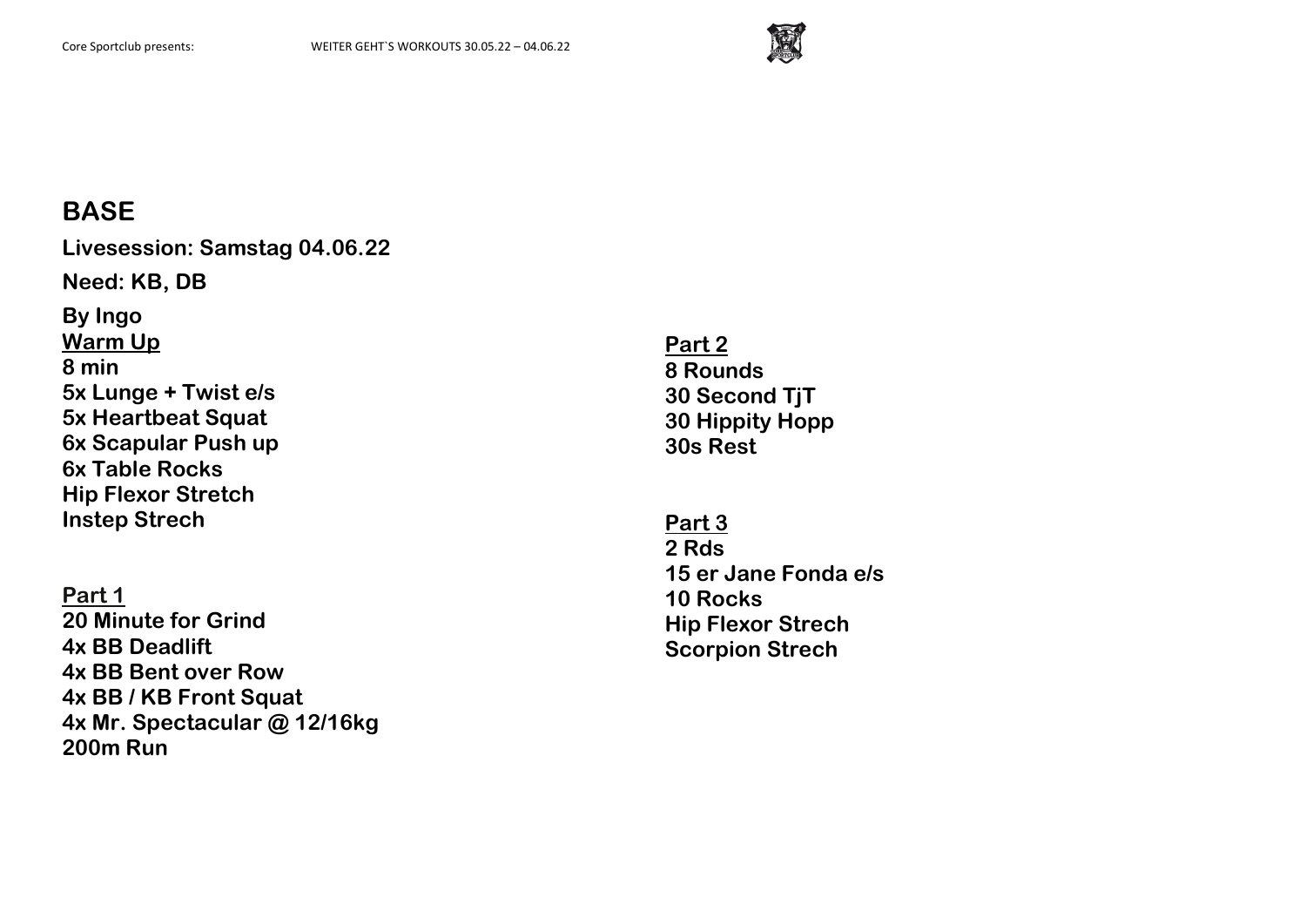# BASE

**Livesession: Samstag 04.06.22**

**Need: KB, DB**

**By Ingo**

**Warm Up**

**8 min**
**5x Lunge + Twist e/s**
**5x Heartbeat Squat**
**6x Scapular Push up**
**6x Table Rocks**
**Hip Flexor Stretch**
**Instep Strech**

**Part 1**

**20 Minute for Grind**
**4x BB Deadlift**
**4x BB Bent over Row**
**4x BB / KB Front Squat**
**4x Mr. Spectacular @ 12/16kg**
**200m Run**

**Part 2**

**8 Rounds**
**30 Second TjT**
**30 Hippity Hopp**
**30s Rest**

**Part 3**

**2 Rds**
**15 er Jane Fonda e/s**
**10 Rocks**
**Hip Flexor Strech**
**Scorpion Strech**